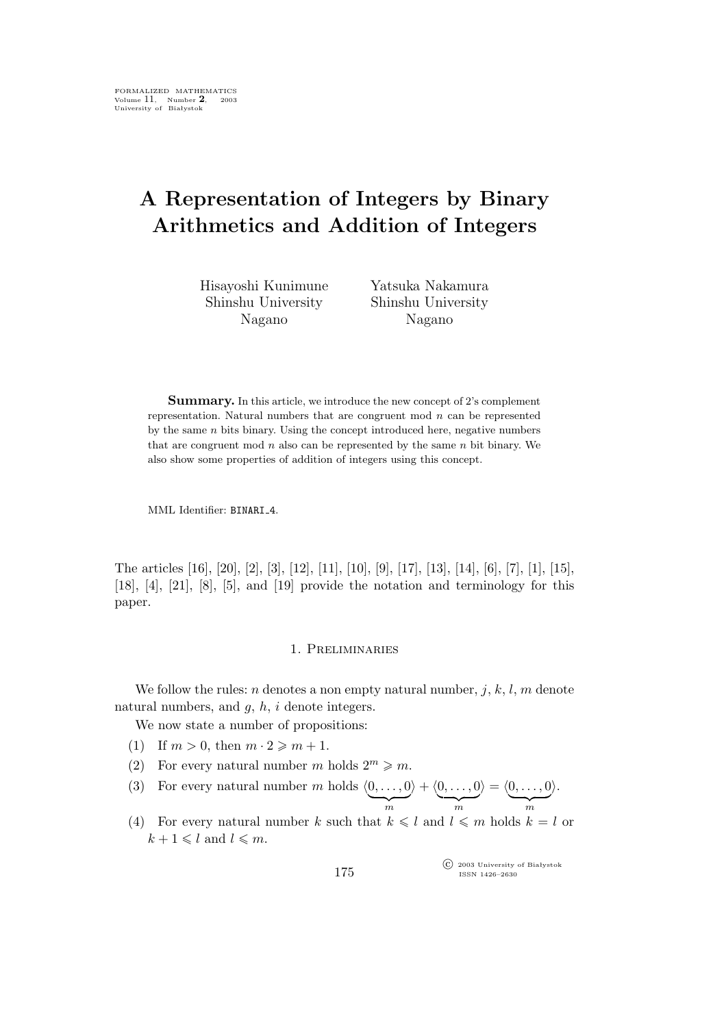# A Representation of Integers by Binary Arithmetics and Addition of Integers

Hisayoshi Kunimune
Shinshu University
Nagano

Yatsuka Nakamura
Shinshu University
Nagano

**Summary.** In this article, we introduce the new concept of 2's complement representation. Natural numbers that are congruent mod $n$ can be represented by the same $n$ bits binary. Using the concept introduced here, negative numbers that are congruent mod $n$ also can be represented by the same $n$ bit binary. We also show some properties of addition of integers using this concept.

MML Identifier: BINARI_4.

The articles [16], [20], [2], [3], [12], [11], [10], [9], [17], [13], [14], [6], [7], [1], [15], [18], [4], [21], [8], [5], and [19] provide the notation and terminology for this paper.

## 1. Preliminaries

We follow the rules: $n$ denotes a non empty natural number, $j$, $k$, $l$, $m$ denote natural numbers, and $g$, $h$, $i$ denote integers.

We now state a number of propositions:

(1) If $m > 0$, then $m \cdot 2 \geqslant m + 1$.

(2) For every natural number $m$ holds $2^m \geqslant m$.

(3) For every natural number $m$ holds $\langle \underbrace{0, \ldots, 0}_{m} \rangle + \langle \underbrace{0, \ldots, 0}_{m} \rangle = \langle \underbrace{0, \ldots, 0}_{m} \rangle$.

(4) For every natural number $k$ such that $k \leqslant l$ and $l \leqslant m$ holds $k = l$ or $k + 1 \leqslant l$ and $l \leqslant m$.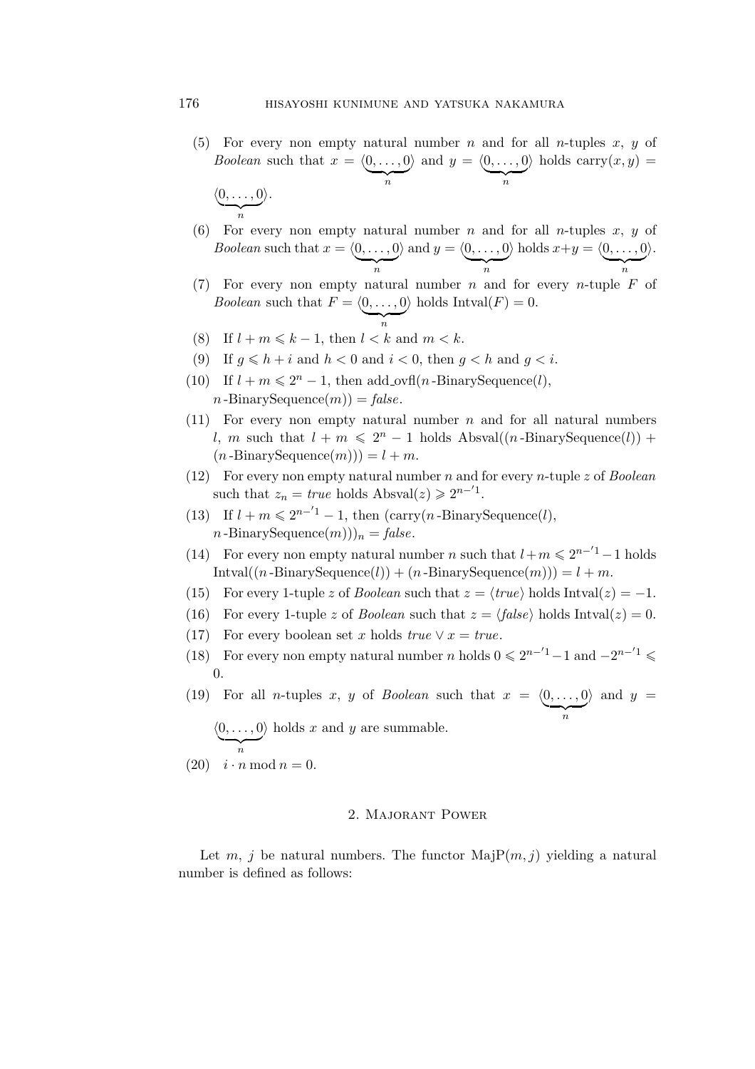(5) For every non empty natural number $n$ and for all $n$-tuples $x$, $y$ of *Boolean* such that $x = \langle\underbrace{0,\ldots,0}_{n}\rangle$ and $y = \langle\underbrace{0,\ldots,0}_{n}\rangle$ holds $\mathrm{carry}(x, y) = \langle\underbrace{0,\ldots,0}_{n}\rangle$.

(6) For every non empty natural number $n$ and for all $n$-tuples $x$, $y$ of *Boolean* such that $x = \langle\underbrace{0,\ldots,0}_{n}\rangle$ and $y = \langle\underbrace{0,\ldots,0}_{n}\rangle$ holds $x + y = \langle\underbrace{0,\ldots,0}_{n}\rangle$.

(7) For every non empty natural number $n$ and for every $n$-tuple $F$ of *Boolean* such that $F = \langle\underbrace{0,\ldots,0}_{n}\rangle$ holds $\mathrm{Intval}(F) = 0$.

(8) If $l + m \leqslant k - 1$, then $l < k$ and $m < k$.

(9) If $g \leqslant h + i$ and $h < 0$ and $i < 0$, then $g < h$ and $g < i$.

(10) If $l + m \leqslant 2^n - 1$, then $\mathrm{add\_ovfl}(n\text{-BinarySequence}(l), n\text{-BinarySequence}(m)) = \mathit{false}$.

(11) For every non empty natural number $n$ and for all natural numbers $l$, $m$ such that $l + m \leqslant 2^n - 1$ holds $\mathrm{Absval}((n\text{-BinarySequence}(l)) + (n\text{-BinarySequence}(m))) = l + m$.

(12) For every non empty natural number $n$ and for every $n$-tuple $z$ of *Boolean* such that $z_n = \mathit{true}$ holds $\mathrm{Absval}(z) \geqslant 2^{n -' 1}$.

(13) If $l + m \leqslant 2^{n -' 1} - 1$, then $(\mathrm{carry}(n\text{-BinarySequence}(l), n\text{-BinarySequence}(m)))_n = \mathit{false}$.

(14) For every non empty natural number $n$ such that $l + m \leqslant 2^{n -' 1} - 1$ holds $\mathrm{Intval}((n\text{-BinarySequence}(l)) + (n\text{-BinarySequence}(m))) = l + m$.

(15) For every 1-tuple $z$ of *Boolean* such that $z = \langle \mathit{true} \rangle$ holds $\mathrm{Intval}(z) = -1$.

(16) For every 1-tuple $z$ of *Boolean* such that $z = \langle \mathit{false} \rangle$ holds $\mathrm{Intval}(z) = 0$.

(17) For every boolean set $x$ holds $\mathit{true} \vee x = \mathit{true}$.

(18) For every non empty natural number $n$ holds $0 \leqslant 2^{n -' 1} - 1$ and $-2^{n -' 1} \leqslant 0$.

(19) For all $n$-tuples $x$, $y$ of *Boolean* such that $x = \langle\underbrace{0,\ldots,0}_{n}\rangle$ and $y = \langle\underbrace{0,\ldots,0}_{n}\rangle$ holds $x$ and $y$ are summable.

(20) $i \cdot n \bmod n = 0$.

## 2. Majorant Power

Let $m$, $j$ be natural numbers. The functor $\mathrm{MajP}(m, j)$ yielding a natural number is defined as follows: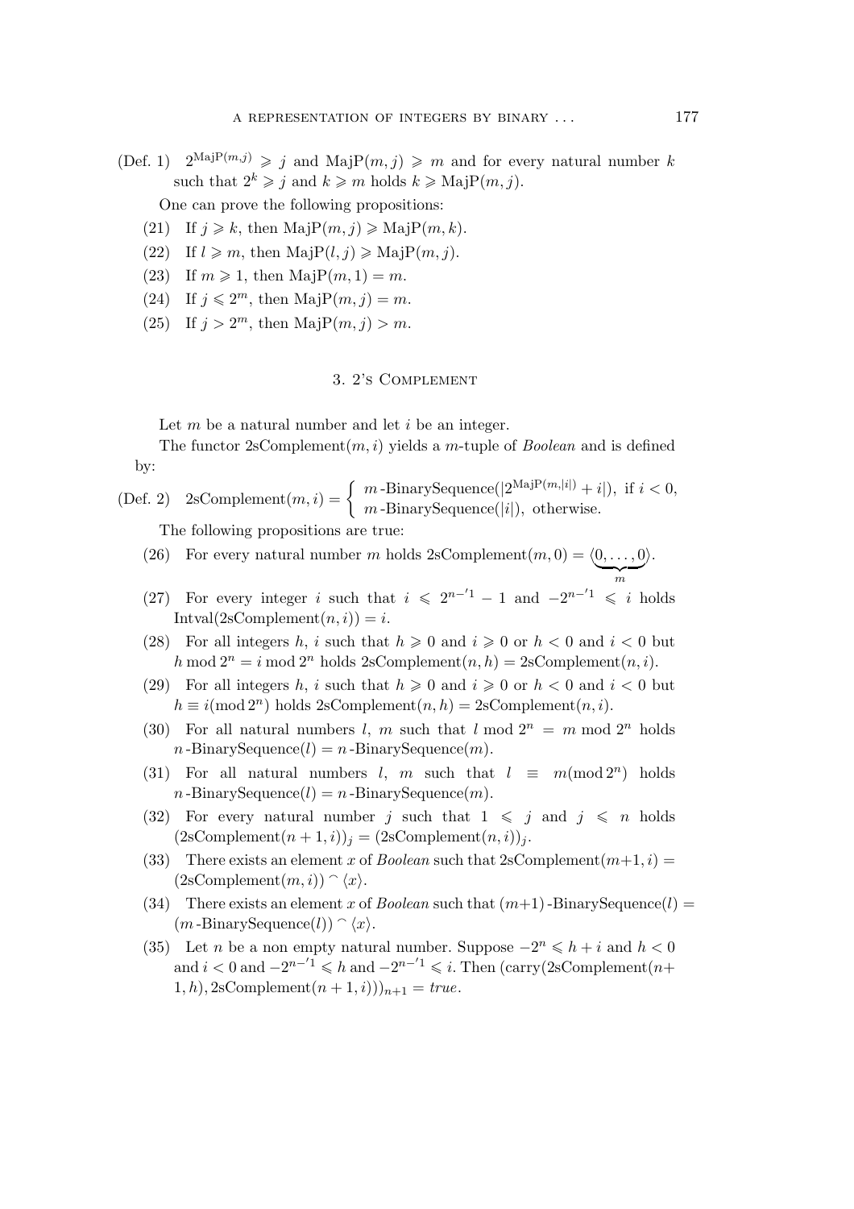(Def. 1) $2^{\mathrm{MajP}(m,j)} \geqslant j$ and $\mathrm{MajP}(m,j) \geqslant m$ and for every natural number $k$ such that $2^k \geqslant j$ and $k \geqslant m$ holds $k \geqslant \mathrm{MajP}(m,j)$.

One can prove the following propositions:

(21) If $j \geqslant k$, then $\mathrm{MajP}(m,j) \geqslant \mathrm{MajP}(m,k)$.

(22) If $l \geqslant m$, then $\mathrm{MajP}(l,j) \geqslant \mathrm{MajP}(m,j)$.

(23) If $m \geqslant 1$, then $\mathrm{MajP}(m,1) = m$.

(24) If $j \leqslant 2^m$, then $\mathrm{MajP}(m,j) = m$.

(25) If $j > 2^m$, then $\mathrm{MajP}(m,j) > m$.

## 3. 2's Complement

Let $m$ be a natural number and let $i$ be an integer.

The functor $\mathrm{2sComplement}(m,i)$ yields a $m$-tuple of *Boolean* and is defined by:

(Def. 2) $\mathrm{2sComplement}(m,i) = \begin{cases} m\text{-BinarySequence}(|2^{\mathrm{MajP}(m,|i|)} + i|), & \text{if } i < 0, \\ m\text{-BinarySequence}(|i|), & \text{otherwise.} \end{cases}$

The following propositions are true:

(26) For every natural number $m$ holds $\mathrm{2sComplement}(m,0) = \langle \underbrace{0,\ldots,0}_{m} \rangle$.

(27) For every integer $i$ such that $i \leqslant 2^{n-'1} - 1$ and $-2^{n-'1} \leqslant i$ holds $\mathrm{Intval}(\mathrm{2sComplement}(n,i)) = i$.

(28) For all integers $h$, $i$ such that $h \geqslant 0$ and $i \geqslant 0$ or $h < 0$ and $i < 0$ but $h \bmod 2^n = i \bmod 2^n$ holds $\mathrm{2sComplement}(n,h) = \mathrm{2sComplement}(n,i)$.

(29) For all integers $h$, $i$ such that $h \geqslant 0$ and $i \geqslant 0$ or $h < 0$ and $i < 0$ but $h \equiv i (\bmod 2^n)$ holds $\mathrm{2sComplement}(n,h) = \mathrm{2sComplement}(n,i)$.

(30) For all natural numbers $l$, $m$ such that $l \bmod 2^n = m \bmod 2^n$ holds $n\text{-BinarySequence}(l) = n\text{-BinarySequence}(m)$.

(31) For all natural numbers $l$, $m$ such that $l \equiv m (\bmod 2^n)$ holds $n\text{-BinarySequence}(l) = n\text{-BinarySequence}(m)$.

(32) For every natural number $j$ such that $1 \leqslant j$ and $j \leqslant n$ holds $(\mathrm{2sComplement}(n+1,i))_j = (\mathrm{2sComplement}(n,i))_j$.

(33) There exists an element $x$ of *Boolean* such that $\mathrm{2sComplement}(m+1,i) = (\mathrm{2sComplement}(m,i)) \frown \langle x \rangle$.

(34) There exists an element $x$ of *Boolean* such that $(m+1)\text{-BinarySequence}(l) = (m\text{-BinarySequence}(l)) \frown \langle x \rangle$.

(35) Let $n$ be a non empty natural number. Suppose $-2^n \leqslant h + i$ and $h < 0$ and $i < 0$ and $-2^{n-'1} \leqslant h$ and $-2^{n-'1} \leqslant i$. Then $(\mathrm{carry}(\mathrm{2sComplement}(n+1,h), \mathrm{2sComplement}(n+1,i)))_{n+1} = \mathit{true}$.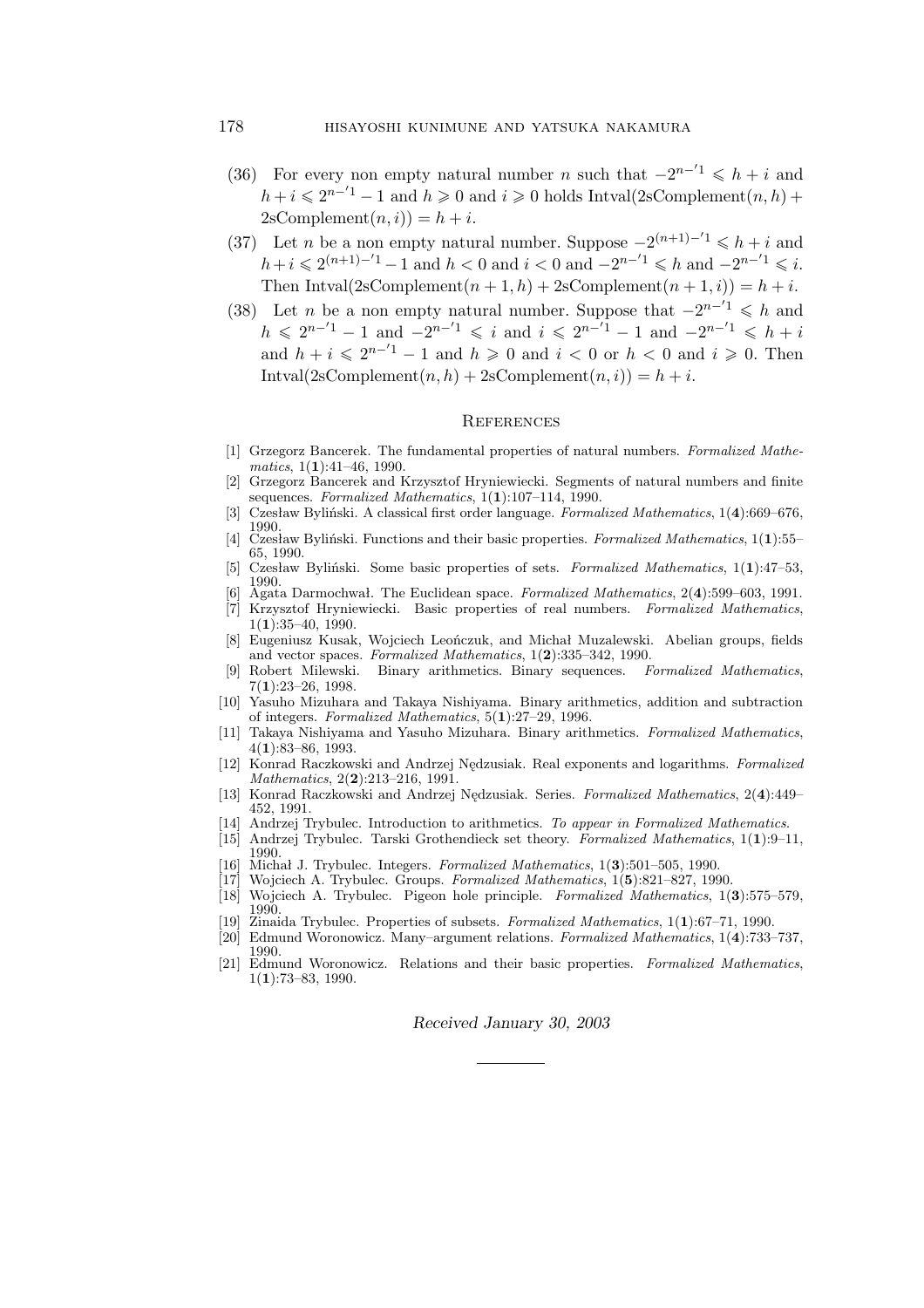(36) For every non empty natural number $n$ such that $-2^{n-'1} \leqslant h+i$ and $h+i \leqslant 2^{n-'1}-1$ and $h \geqslant 0$ and $i \geqslant 0$ holds $\mathrm{Intval}(\mathrm{2sComplement}(n,h)+\mathrm{2sComplement}(n,i)) = h+i$.

(37) Let $n$ be a non empty natural number. Suppose $-2^{(n+1)-'1} \leqslant h+i$ and $h+i \leqslant 2^{(n+1)-'1}-1$ and $h<0$ and $i<0$ and $-2^{n-'1} \leqslant h$ and $-2^{n-'1} \leqslant i$. Then $\mathrm{Intval}(\mathrm{2sComplement}(n+1,h)+\mathrm{2sComplement}(n+1,i)) = h+i$.

(38) Let $n$ be a non empty natural number. Suppose that $-2^{n-'1} \leqslant h$ and $h \leqslant 2^{n-'1}-1$ and $-2^{n-'1} \leqslant i$ and $i \leqslant 2^{n-'1}-1$ and $-2^{n-'1} \leqslant h+i$ and $h+i \leqslant 2^{n-'1}-1$ and $h \geqslant 0$ and $i<0$ or $h<0$ and $i \geqslant 0$. Then $\mathrm{Intval}(\mathrm{2sComplement}(n,h)+\mathrm{2sComplement}(n,i)) = h+i$.

## References

[1] Grzegorz Bancerek. The fundamental properties of natural numbers. *Formalized Mathematics*, 1(**1**):41–46, 1990.

[2] Grzegorz Bancerek and Krzysztof Hryniewiecki. Segments of natural numbers and finite sequences. *Formalized Mathematics*, 1(**1**):107–114, 1990.

[3] Czesław Byliński. A classical first order language. *Formalized Mathematics*, 1(**4**):669–676, 1990.

[4] Czesław Byliński. Functions and their basic properties. *Formalized Mathematics*, 1(**1**):55–65, 1990.

[5] Czesław Byliński. Some basic properties of sets. *Formalized Mathematics*, 1(**1**):47–53, 1990.

[6] Agata Darmochwał. The Euclidean space. *Formalized Mathematics*, 2(**4**):599–603, 1991.

[7] Krzysztof Hryniewiecki. Basic properties of real numbers. *Formalized Mathematics*, 1(**1**):35–40, 1990.

[8] Eugeniusz Kusak, Wojciech Leończuk, and Michał Muzalewski. Abelian groups, fields and vector spaces. *Formalized Mathematics*, 1(**2**):335–342, 1990.

[9] Robert Milewski. Binary arithmetics. Binary sequences. *Formalized Mathematics*, 7(**1**):23–26, 1998.

[10] Yasuho Mizuhara and Takaya Nishiyama. Binary arithmetics, addition and subtraction of integers. *Formalized Mathematics*, 5(**1**):27–29, 1996.

[11] Takaya Nishiyama and Yasuho Mizuhara. Binary arithmetics. *Formalized Mathematics*, 4(**1**):83–86, 1993.

[12] Konrad Raczkowski and Andrzej Nędzusiak. Real exponents and logarithms. *Formalized Mathematics*, 2(**2**):213–216, 1991.

[13] Konrad Raczkowski and Andrzej Nędzusiak. Series. *Formalized Mathematics*, 2(**4**):449–452, 1991.

[14] Andrzej Trybulec. Introduction to arithmetics. *To appear in Formalized Mathematics.*

[15] Andrzej Trybulec. Tarski Grothendieck set theory. *Formalized Mathematics*, 1(**1**):9–11, 1990.

[16] Michał J. Trybulec. Integers. *Formalized Mathematics*, 1(**3**):501–505, 1990.

[17] Wojciech A. Trybulec. Groups. *Formalized Mathematics*, 1(**5**):821–827, 1990.

[18] Wojciech A. Trybulec. Pigeon hole principle. *Formalized Mathematics*, 1(**3**):575–579, 1990.

[19] Zinaida Trybulec. Properties of subsets. *Formalized Mathematics*, 1(**1**):67–71, 1990.

[20] Edmund Woronowicz. Many–argument relations. *Formalized Mathematics*, 1(**4**):733–737, 1990.

[21] Edmund Woronowicz. Relations and their basic properties. *Formalized Mathematics*, 1(**1**):73–83, 1990.

*Received January 30, 2003*